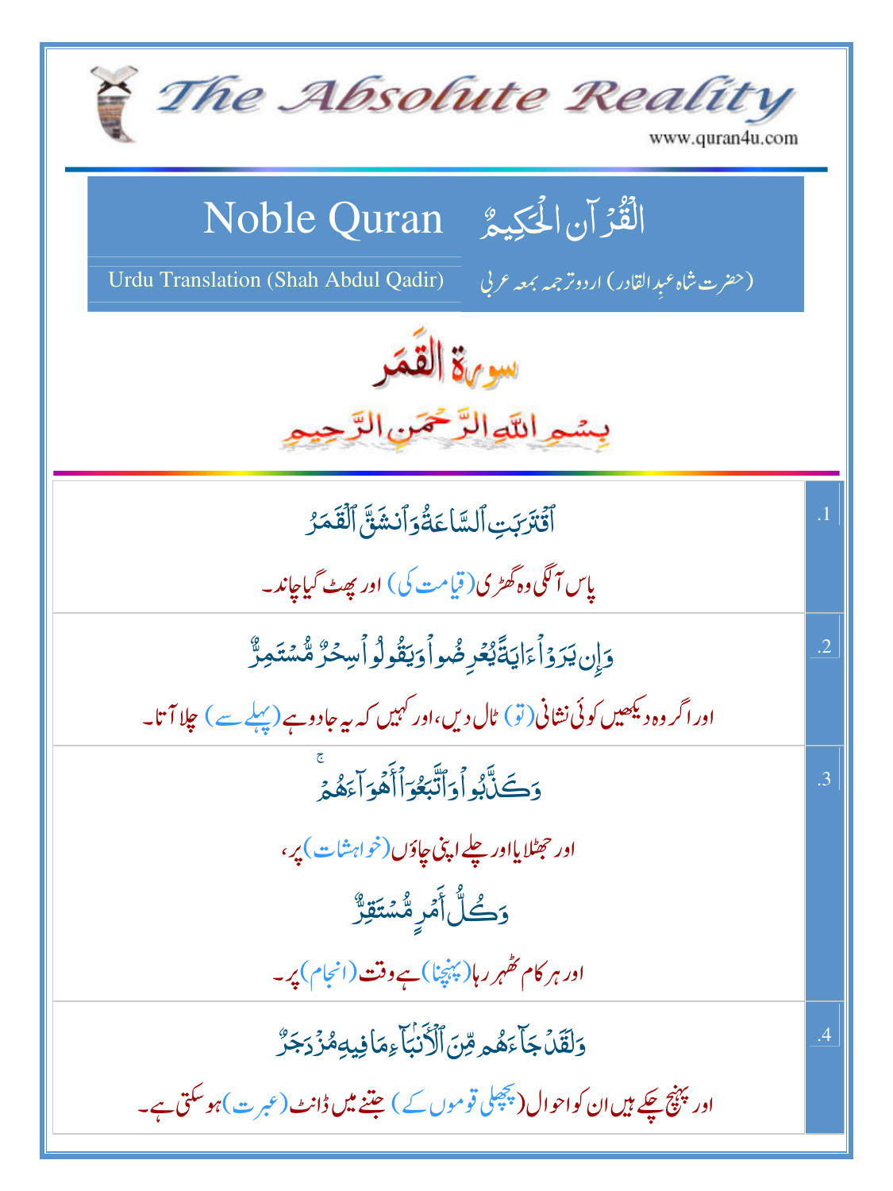# The Absolute Reality

www.quran4u.com

## Noble Quran — الْقُرْآنِ الْحَكِيمُ

Urdu Translation (Shah Abdul Qadir) — (حضرت شاہ عبدِالقادر) اردو ترجمہ بمعہ عربی

## سورۃ القمر

بِسْمِ اللّٰهِ الرَّحْمٰنِ الرَّحِيمِ

| | |
|---|---|
| .1 | ٱقْتَرَبَتِ ٱلسَّاعَةُ وَٱنشَقَّ ٱلْقَمَرُ<br><br>پاس آلگی وہ گھڑی (قیامت کی) اور پھٹ گیا چاند۔ |
| .2 | وَإِن يَرَوْا۟ ءَايَةً يُعْرِضُوا۟ وَيَقُولُوا۟ سِحْرٌ مُّسْتَمِرٌّ<br><br>اور اگر وہ دیکھیں کوئی نشانی (تو) ٹال دیں، اور کہیں کہ یہ جادو ہے (پہلے سے) چلا آتا۔ |
| .3 | وَكَذَّبُوا۟ وَٱتَّبَعُوٓا۟ أَهْوَآءَهُمْ ۚ<br><br>اور جھٹلایا اور چلے اپنی چاؤں (خواہشات) پر،<br><br>وَكُلُّ أَمْرٍ مُّسْتَقِرٌّ<br><br>اور ہر کام ٹھہر رہا (پہنچنا) ہے وقت (انجام) پر۔ |
| .4 | وَلَقَدْ جَآءَهُم مِّنَ ٱلْأَنۢبَآءِ مَا فِيهِ مُزْدَجَرٌ<br><br>اور پہنچ چکے ہیں ان کو احوال (پچھلی قوموں کے) جتنے میں ڈانٹ (عبرت) ہو سکتی ہے۔ |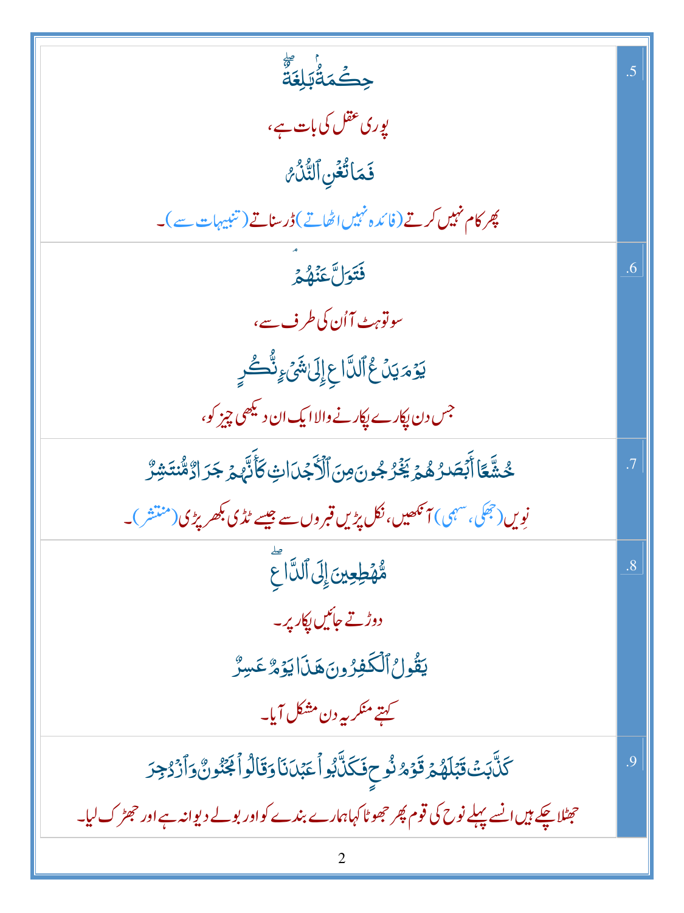| | |
|---|---|
| حِكْمَةٌۢ بَٰلِغَةٌۖ<br>پوری عقل کی بات ہے،<br>فَمَا تُغْنِ ٱلنُّذُرُ<br>پھر کام نہیں کرتے (فائدہ نہیں اٹھاتے) ڈر سناتے (تنبیہات سے)۔ | .5 |
| فَتَوَلَّ عَنْهُمْۘ<br>سو تو ہٹ آ اُن کی طرف سے،<br>يَوْمَ يَدْعُ ٱلدَّاعِ إِلَىٰ شَىْءٍ نُّكُرٍ<br>جس دن پکارے پکارنے والا ایک ان دیکھی چیز کو، | .6 |
| خُشَّعًا أَبْصَٰرُهُمْ يَخْرُجُونَ مِنَ ٱلْأَجْدَاثِ كَأَنَّهُمْ جَرَادٌ مُّنتَشِرٌ<br>نِویں (جھکی، سہمی) آنکھیں، نکل پڑیں قبروں سے جیسے ٹڈی بکھر پڑی (منتشر)۔ | .7 |
| مُّهْطِعِينَ إِلَى ٱلدَّاعِۖ<br>دوڑتے جائیں پکار پر۔<br>يَقُولُ ٱلْكَٰفِرُونَ هَٰذَا يَوْمٌ عَسِرٌ<br>کہتے منکر یہ دن مشکل آیا۔ | .8 |
| كَذَّبَتْ قَبْلَهُمْ قَوْمُ نُوحٍ فَكَذَّبُوا۟ عَبْدَنَا وَقَالُوا۟ مَجْنُونٌ وَٱزْدُجِرَ<br>جھٹلا چکے ہیں انسے پہلے نوح کی قوم پھر جھوٹا کہا ہمارے بندے کو اور بولے دیوانہ ہے اور جھڑک لیا۔ | .9 |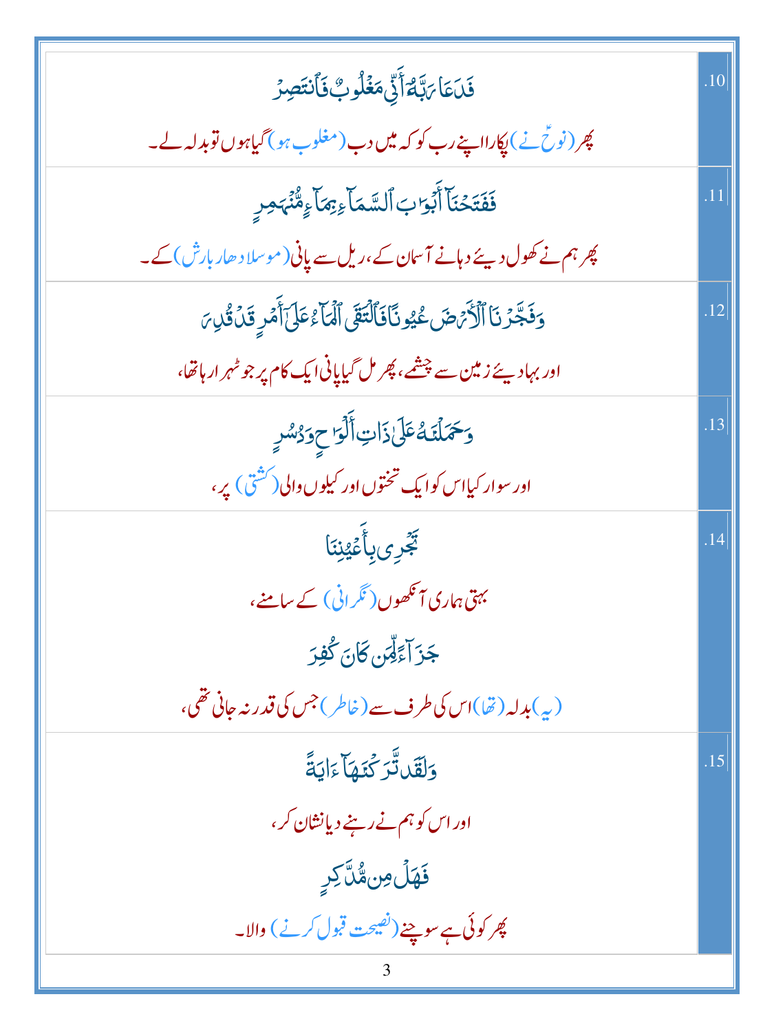| | |
|---|---|
| فَدَعَا رَبَّهُۥٓ أَنِّى مَغْلُوبٌ فَٱنتَصِرْ<br>پھر (نوحؑ نے) پکارا اپنے رب کو کہ میں دب (مغلوب ہو) گیا ہوں تو بدلہ لے۔ | .10 |
| فَفَتَحْنَآ أَبْوَٰبَ ٱلسَّمَآءِ بِمَآءٍ مُّنْهَمِرٍ<br>پھر ہم نے کھول دیئے دہانے آسمان کے، ریل سے پانی (موسلادھار بارش) کے۔ | .11 |
| وَفَجَّرْنَا ٱلْأَرْضَ عُيُونًا فَٱلْتَقَى ٱلْمَآءُ عَلَىٰٓ أَمْرٍ قَدْ قُدِرَ<br>اور بہادیئے زمین سے چشمے، پھر مل گیا پانی ایک کام پر جو ٹھہر ا رہا تھا، | .12 |
| وَحَمَلْنَٰهُ عَلَىٰ ذَاتِ أَلْوَٰحٍ وَدُسُرٍ<br>اور سوار کیا اس کو ایک تختوں اور کیلوں والی (کشتی) پر، | .13 |
| تَجْرِى بِأَعْيُنِنَا<br>بہتی ہماری آنکھوں (نگرانی) کے سامنے،<br>جَزَآءً لِّمَن كَانَ كُفِرَ<br>(یہ) بدلہ (تھا) اس کی طرف سے (خاطر) جس کی قدر نہ جانی تھی، | .14 |
| وَلَقَد تَّرَكْنَٰهَآ ءَايَةً<br>اور اس کو ہم نے رہنے دیا نشان کر،<br>فَهَلْ مِن مُّدَّكِرٍ<br>پھر کوئی ہے سوچنے (نصیحت قبول کرنے) والا۔ | .15 |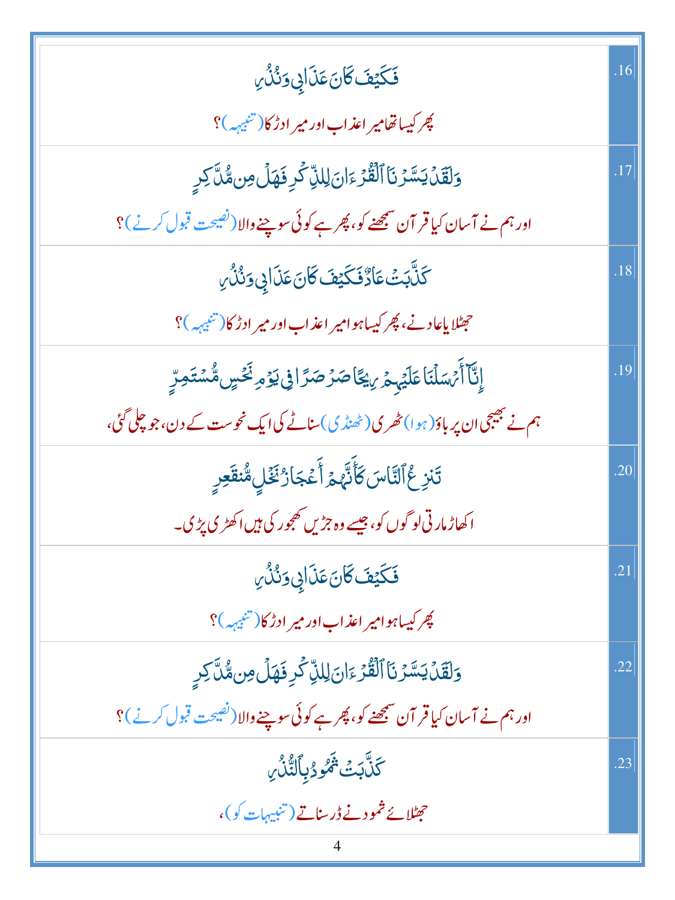| | |
|---|---|
| فَكَيۡفَ كَانَ عَذَابِي وَنُذُرِ<br>پھر کیسا تھا میرا عذاب اور میرا ڈرانا (تنبیہہ)؟ | .16 |
| وَلَقَدۡ يَسَّرۡنَا ٱلۡقُرۡءَانَ لِلذِّكۡرِ فَهَلۡ مِن مُّدَّكِرٖ<br>اور ہم نے آسان کیا قرآن سمجھنے کو، پھر ہے کوئی سوچنے والا (نصیحت قبول کرنے)؟ | .17 |
| كَذَّبَتۡ عَادٞ فَكَيۡفَ كَانَ عَذَابِي وَنُذُرِ<br>جھٹلایا عاد نے، پھر کیسا ہوا میرا عذاب اور میرا ڈرانا (تنبیہہ)؟ | .18 |
| إِنَّآ أَرۡسَلۡنَا عَلَيۡهِمۡ رِيحٗا صَرۡصَرٗا فِي يَوۡمِ نَحۡسٖ مُّسۡتَمِرّٖ<br>ہم نے بھیجی ان پر باؤ (ہوا) ٹھری (ٹھنڈی) سناٹے کی ایک نحوست کے دن، جو چلی گئی، | .19 |
| تَنزِعُ ٱلنَّاسَ كَأَنَّهُمۡ أَعۡجَازُ نَخۡلٖ مُّنقَعِرٖ<br>اکھاڑ مارتی لوگوں کو، جیسے وہ جڑیں کھجور کی ہیں اکھڑی پڑی۔ | .20 |
| فَكَيۡفَ كَانَ عَذَابِي وَنُذُرِ<br>پھر کیسا ہوا میرا عذاب اور میرا ڈرانا (تنبیہہ)؟ | .21 |
| وَلَقَدۡ يَسَّرۡنَا ٱلۡقُرۡءَانَ لِلذِّكۡرِ فَهَلۡ مِن مُّدَّكِرٖ<br>اور ہم نے آسان کیا قرآن سمجھنے کو، پھر ہے کوئی سوچنے والا (نصیحت قبول کرنے)؟ | .22 |
| كَذَّبَتۡ ثَمُودُ بِٱلنُّذُرِ<br>جھٹلائے ثمود نے ڈر سناتے (تنبیہات کو)، | .23 |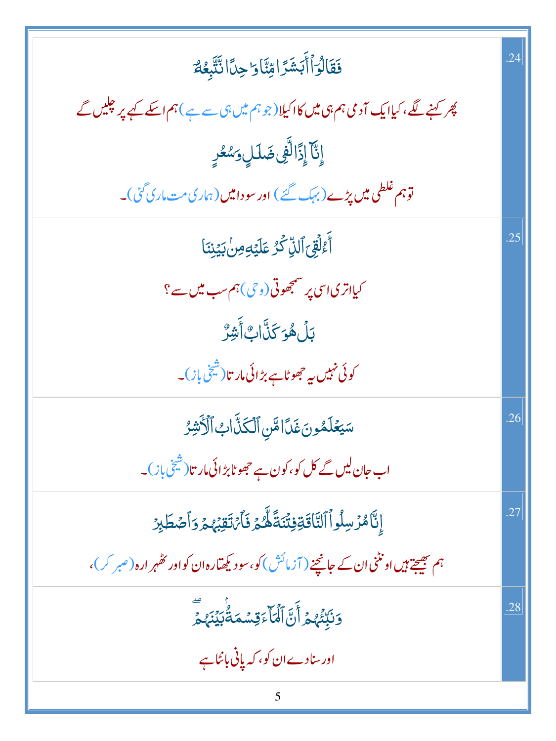| | |
|---|---|
| فَقَالُوٓا۟ أَبَشَرًا مِّنَّا وَٰحِدًا نَّتَّبِعُهُۥٓ<br>پھر کہنے لگے، کیا ایک آدمی ہم ہی میں کا اکیلا (جو ہم میں ہی سے ہے) ہم اسکے کہے پر چلیں گے<br>إِنَّآ إِذًا لَّفِى ضَلَٰلٍ وَسُعُرٍ<br>تو ہم غلطی میں پڑے (بہک گئے) اور سودا میں (ہماری مت ماری گئی)۔ | .24 |
| أَءُلْقِىَ ٱلذِّكْرُ عَلَيْهِ مِنۢ بَيْنِنَا<br>کیا اتری اسی پر سمجھوتی (وحی) ہم سب میں سے؟<br>بَلْ هُوَ كَذَّابٌ أَشِرٌ<br>کوئی نہیں یہ جھوٹا ہے بڑائی مارتا (شیخی باز)۔ | .25 |
| سَيَعْلَمُونَ غَدًا مَّنِ ٱلْكَذَّابُ ٱلْأَشِرُ<br>اب جان لیں گے کل کو، کون ہے جھوٹا بڑائی مارتا (شیخی باز)۔ | .26 |
| إِنَّا مُرْسِلُوا۟ ٱلنَّاقَةِ فِتْنَةً لَّهُمْ فَٱرْتَقِبْهُمْ وَٱصْطَبِرْ<br>ہم بھیجتے ہیں اونٹنی ان کے جانچنے (آزمائش) کو، سو دیکھتا رہ ان کو اور ٹھہرا رہ (صبر کر)، | .27 |
| وَنَبِّئْهُمْ أَنَّ ٱلْمَآءَ قِسْمَةٌۢ بَيْنَهُمْ ۖ<br>اور سنادے ان کو، کہ پانی بانٹا ہے | .28 |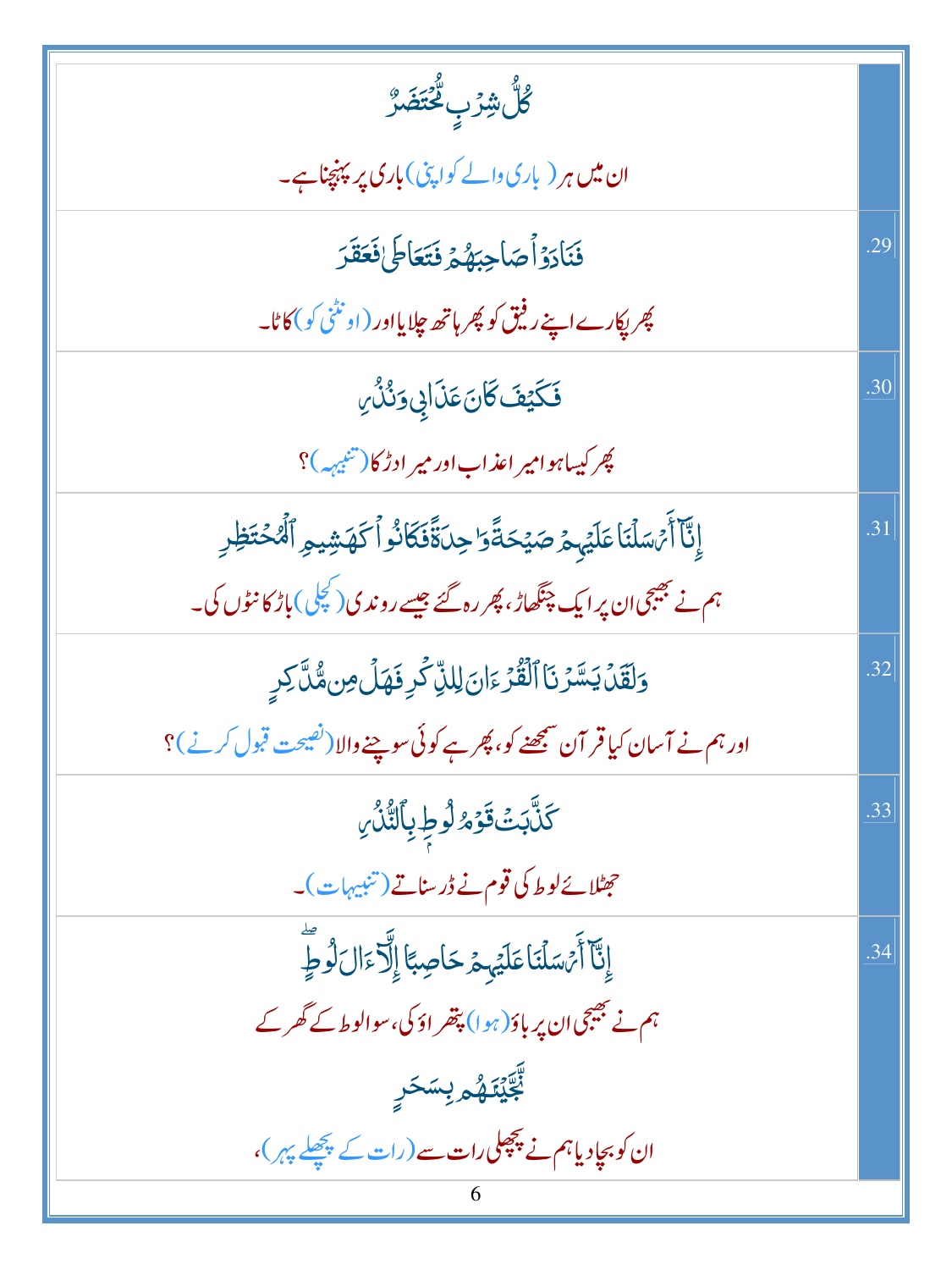| | |
|---|---|
| كُلُّ شِرۡبٍ مُّحۡتَضَرٌ<br>ان میں ہر ( باری والے کو اپنی ) باری پر پہنچنا ہے۔ | |
| فَنَادَوۡاْ صَاحِبَهُمۡ فَتَعَاطَىٰ فَعَقَرَ<br>پھر پکارے اپنے رفیق کو پھر ہاتھ چلایا اور ( اونٹنی کو ) کاٹا۔ | .29 |
| فَكَيۡفَ كَانَ عَذَابِي وَنُذُرِ<br>پھر کیسا ہوا میرا عذاب اور میرا دڑکا ( تنبیہہ ) ؟ | .30 |
| إِنَّآ أَرۡسَلۡنَا عَلَيۡهِمۡ صَيۡحَةٗ وَٰحِدَةٗ فَكَانُواْ كَهَشِيمِ ٱلۡمُحۡتَظِرِ<br>ہم نے بھیجی ان پر ایک چنگھاڑ، پھر رہ گئے جیسے روندی ( کچلی ) باڑ کانٹوں کی۔ | .31 |
| وَلَقَدۡ يَسَّرۡنَا ٱلۡقُرۡءَانَ لِلذِّكۡرِ فَهَلۡ مِن مُّدَّكِرٖ<br>اور ہم نے آسان کیا قرآن سمجھنے کو، پھر ہے کوئی سوچنے والا ( نصیحت قبول کرنے ) ؟ | .32 |
| كَذَّبَتۡ قَوۡمُ لُوطِۭ بِٱلنُّذُرِ<br>جھٹلائے لوط کی قوم نے ڈر سناتے ( تنبیہات )۔ | .33 |
| إِنَّآ أَرۡسَلۡنَا عَلَيۡهِمۡ حَاصِبًا إِلَّآ ءَالَ لُوطٖۖ<br>ہم نے بھیجی ان پر باؤ ( ہوا ) پتھراؤ کی، سوا لوط کے گھر کے<br>نَّجَّيۡنَٰهُم بِسَحَرٖ<br>ان کو بچا دیا ہم نے پچھلی رات سے ( رات کے پچھلے پہر )، | .34 |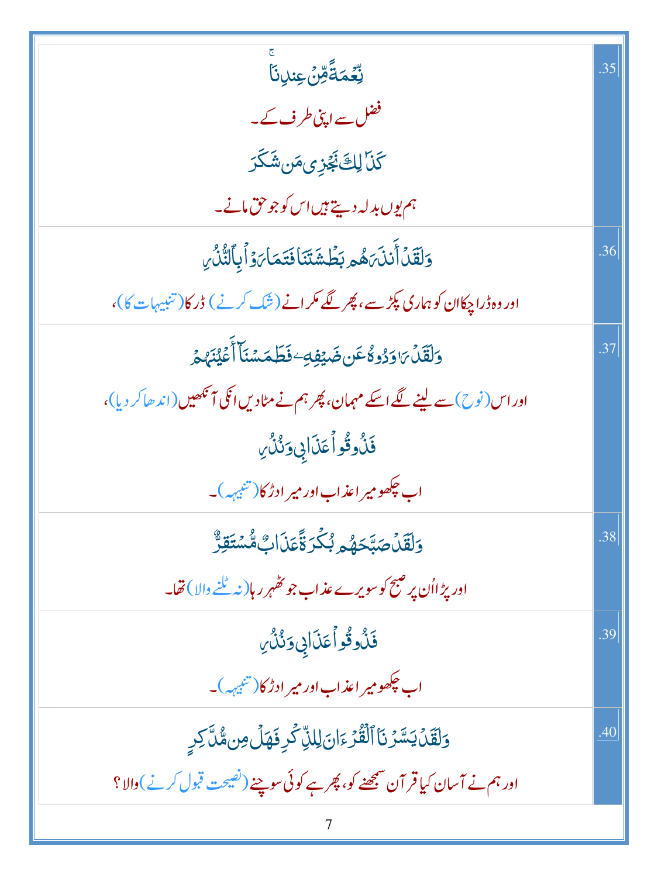| | |
|---|---|
| .35 | نِّعْمَةً مِّنْ عِندِنَا ۚ<br>فضل سے اپنی طرف کے۔<br>كَذَٰلِكَ نَجْزِي مَن شَكَرَ<br>ہم یوں بدلہ دیتے ہیں اس کو جو حق مانے۔ |
| .36 | وَلَقَدْ أَنذَرَهُم بَطْشَتَنَا فَتَمَارَوْا بِالنُّذُرِ<br>اور وہ ڈرا چکا ان کو ہماری پکڑ سے، پھر لگے مکرانے (شک کرنے) ڈر کا (تنبیہات کا)، |
| .37 | وَلَقَدْ رَاوَدُوهُ عَن ضَيْفِهِ فَطَمَسْنَا أَعْيُنَهُمْ<br>اور اس (لوط) سے لینے لگے اسکے مہمان، پھر ہم نے مٹادیں انکی آنکھیں (اندھا کر دیا)،<br>فَذُوقُوا عَذَابِي وَنُذُرِ<br>اب چکھو میرا عذاب اور میرا ڈر کا (تنبیہہ)۔ |
| .38 | وَلَقَدْ صَبَّحَهُم بُكْرَةً عَذَابٌ مُّسْتَقِرٌّ<br>اور پڑا اُن پر صبح کو سویرے عذاب جو ٹھہر رہا (نہ ٹلنے والا) تھا۔ |
| .39 | فَذُوقُوا عَذَابِي وَنُذُرِ<br>اب چکھو میرا عذاب اور میرا ڈر کا (تنبیہہ)۔ |
| .40 | وَلَقَدْ يَسَّرْنَا الْقُرْآنَ لِلذِّكْرِ فَهَلْ مِن مُّدَّكِرٍ<br>اور ہم نے آسان کیا قرآن سمجھنے کو، پھر ہے کوئی سوچنے (نصیحت قبول کرنے) والا؟ |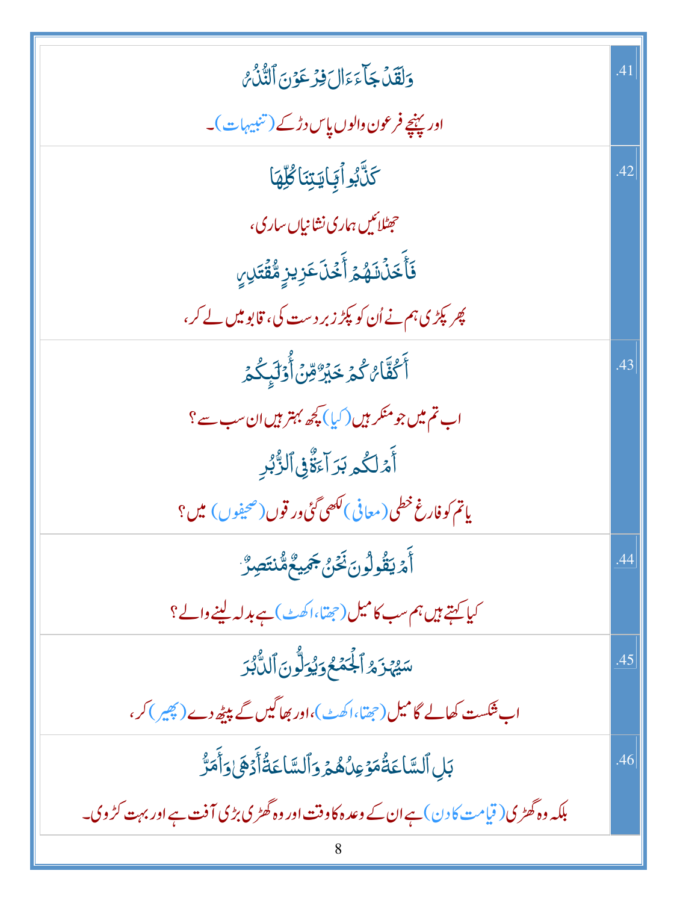| | |
|---|---|
| وَلَقَدْ جَآءَ ءَالَ فِرْعَوْنَ ٱلنُّذُرُ<br>اور پہنچے فرعون والوں پاس ڈر کے (تنبیہات)۔ | .41 |
| كَذَّبُوا۟ بِـَٔايَـٰتِنَا كُلِّهَا<br>جھٹلائیں ہماری نشانیاں ساری،<br>فَأَخَذْنَـٰهُمْ أَخْذَ عَزِيزٍ مُّقْتَدِرٍ<br>پھر پکڑی ہم نے اُن کو پکڑ زبردست کی، قابو میں لے کر، | .42 |
| أَكُفَّارُكُمْ خَيْرٌ مِّنْ أُو۟لَـٰٓئِكُمْ<br>اب تم میں جو منکر ہیں (کیا) کچھ بہتر ہیں ان سب سے ؟<br>أَمْ لَكُم بَرَآءَةٌ فِى ٱلزُّبُرِ<br>یا تم کو فارغ خطی (معافی) لکھی گئی ورقوں (صحیفوں) میں ؟ | .43 |
| أَمْ يَقُولُونَ نَحْنُ جَمِيعٌ مُّنتَصِرٌ<br>کیا کہتے ہیں ہم سب کا میل (جھتا، اکھٹ) ہے بدلہ لینے والے ؟ | .44 |
| سَيُهْزَمُ ٱلْجَمْعُ وَيُوَلُّونَ ٱلدُّبُرَ<br>اب شکست کھالے گا میل (جھتا، اکھٹ)، اور بھاگیں گے پیٹھ دے (پھیر) کر، | .45 |
| بَلِ ٱلسَّاعَةُ مَوْعِدُهُمْ وَٱلسَّاعَةُ أَدْهَىٰ وَأَمَرُّ<br>بلکہ وہ گھڑی (قیامت کا دن) ہے ان کے وعدہ کا وقت اور وہ گھڑی بڑی آفت ہے اور بہت کڑوی۔ | .46 |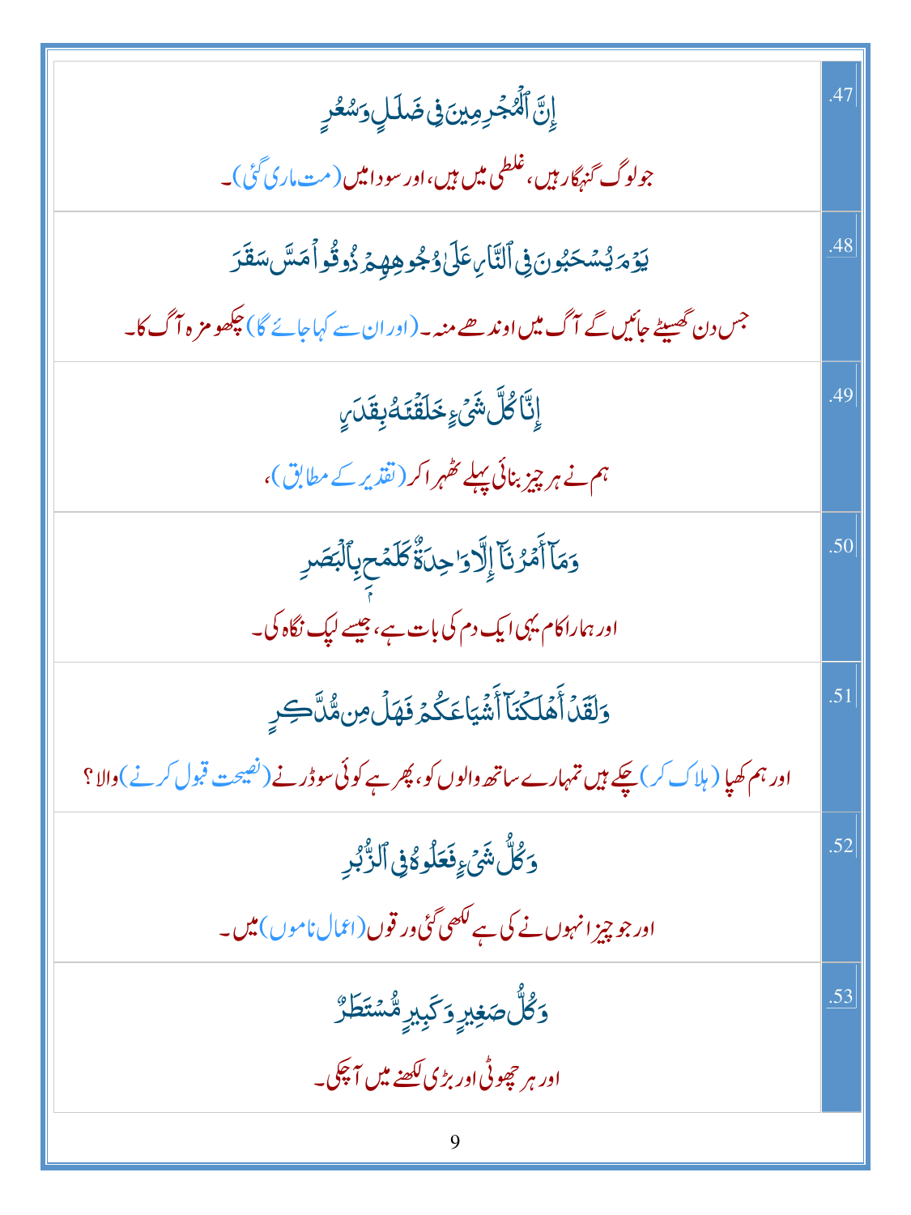| | |
|---|---|
| إِنَّ ٱلْمُجْرِمِينَ فِى ضَلَٰلٍ وَسُعُرٍ<br>جو لوگ گنہگار ہیں، غلطی میں ہیں، اور سودا میں (مت ماری گئی)۔ | .47 |
| يَوْمَ يُسْحَبُونَ فِى ٱلنَّارِ عَلَىٰ وُجُوهِهِمْ ذُوقُوا۟ مَسَّ سَقَرَ<br>جس دن گھسیٹے جائیں گے آگ میں اوندھے منہ۔ (اور ان سے کہا جائے گا) چکھو مزہ آگ کا۔ | .48 |
| إِنَّا كُلَّ شَىْءٍ خَلَقْنَٰهُ بِقَدَرٍ<br>ہم نے ہر چیز بنائی پہلے ٹھہرا کر (تقدیر کے مطابق)، | .49 |
| وَمَآ أَمْرُنَآ إِلَّا وَٰحِدَةٌ كَلَمْحٍۭ بِٱلْبَصَرِ<br>اور ہمارا کام یہی ایک دم کی بات ہے، جیسے لپک نگاہ کی۔ | .50 |
| وَلَقَدْ أَهْلَكْنَآ أَشْيَاعَكُمْ فَهَلْ مِن مُّدَّكِرٍ<br>اور ہم کھپا (ہلاک کر) چکے ہیں تمہارے ساتھ والوں کو، پھر ہے کوئی سوڈرنے (نصیحت قبول کرنے) والا؟ | .51 |
| وَكُلُّ شَىْءٍ فَعَلُوهُ فِى ٱلزُّبُرِ<br>اور جو چیز انہوں نے کی ہے لکھی گئی ورقوں (اعمال ناموں) میں۔ | .52 |
| وَكُلُّ صَغِيرٍ وَكَبِيرٍ مُّسْتَطَرٌ<br>اور ہر چھوٹی اور بڑی لکھنے میں آچکی۔ | .53 |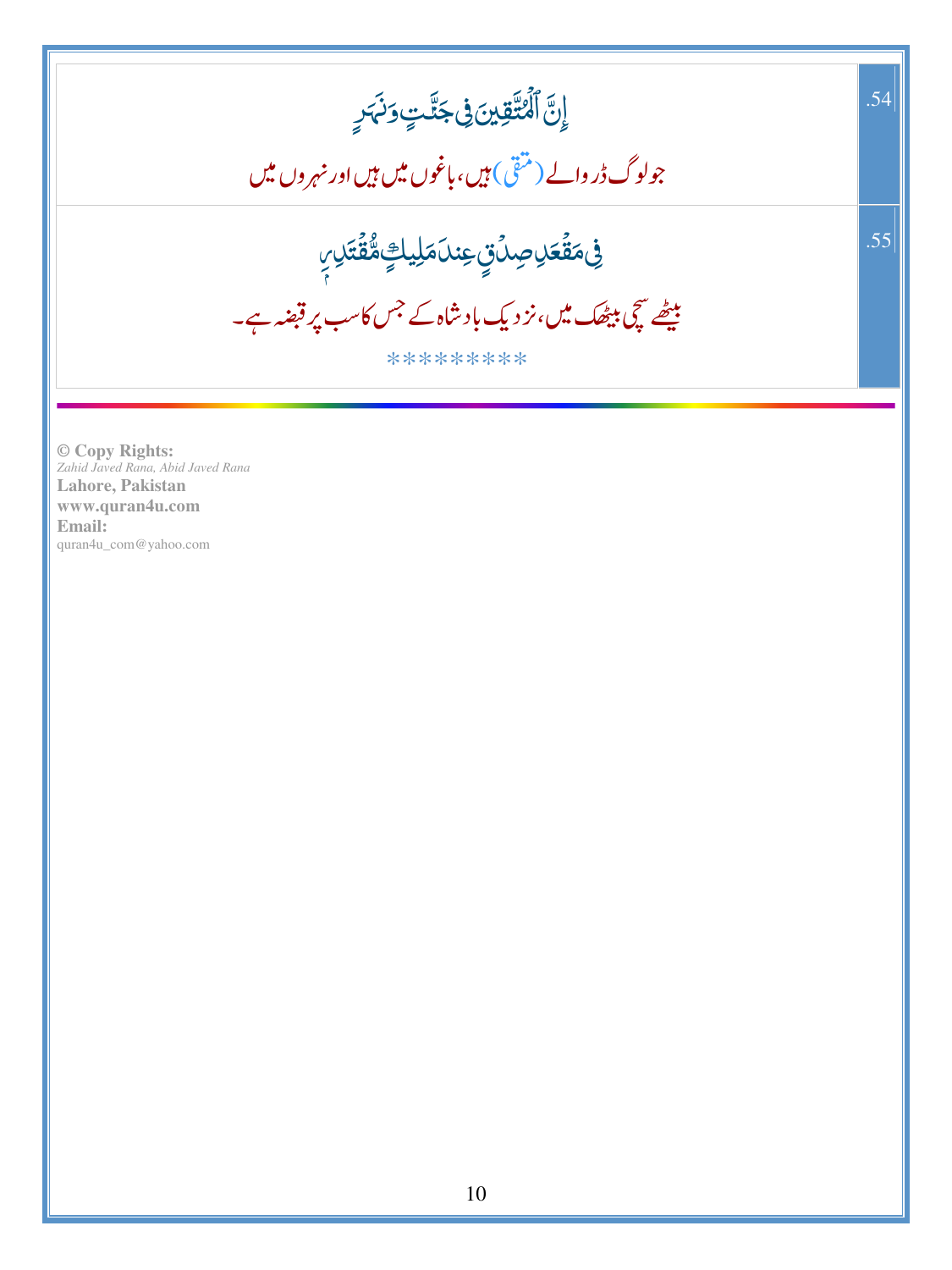| | | |
|---|---|---|
| إِنَّ ٱلْمُتَّقِينَ فِى جَنَّٰتٍ وَنَهَرٍ<br><br>جو لوگ ڈر والے (متقی) ہیں، باغوں میں ہیں اور نہروں میں | .54 |
| فِى مَقْعَدِ صِدْقٍ عِندَ مَلِيكٍ مُّقْتَدِرٍۭ<br><br>بیٹھے سچی بیٹھک میں، نزدیک بادشاہ کے جس کا سب پر قبضہ ہے۔<br><br>********* | .55 |

**© Copy Rights:**
*Zahid Javed Rana, Abid Javed Rana*
**Lahore, Pakistan**
**www.quran4u.com**
**Email:**
quran4u_com@yahoo.com